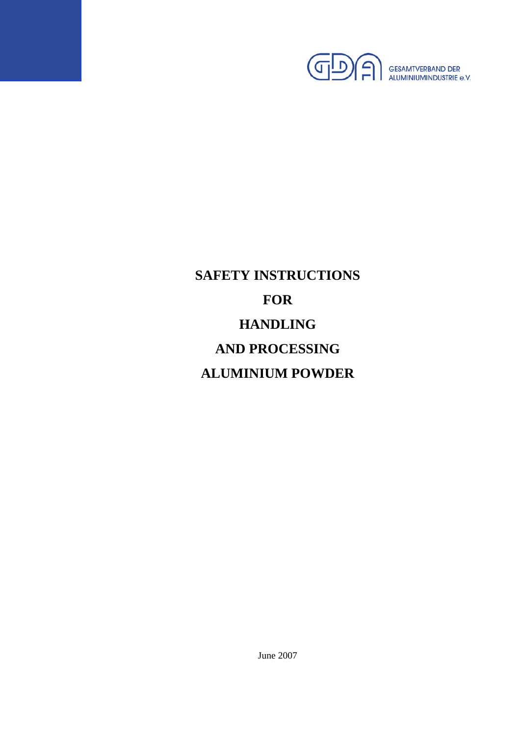GESAMTVERBAND DER ALUMINIUMINDUSTRIE e.V.

# SAFETY INSTRUCTIONS FOR HANDLING AND PROCESSING ALUMINIUM POWDER

June 2007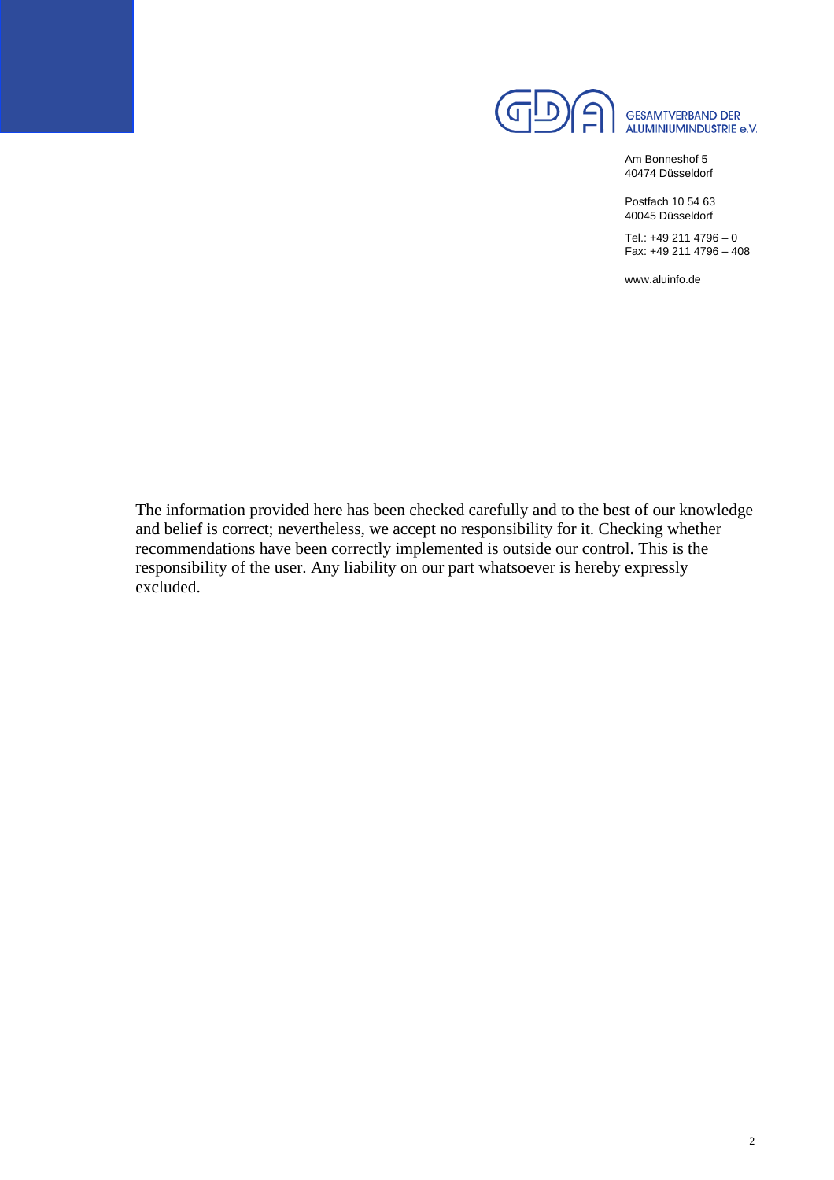GESAMTVERBAND DER ALUMINIUMINDUSTRIE e.V.

Am Bonneshof 5
40474 Düsseldorf

Postfach 10 54 63
40045 Düsseldorf

Tel.: +49 211 4796 – 0
Fax: +49 211 4796 – 408

www.aluinfo.de

The information provided here has been checked carefully and to the best of our knowledge and belief is correct; nevertheless, we accept no responsibility for it. Checking whether recommendations have been correctly implemented is outside our control. This is the responsibility of the user. Any liability on our part whatsoever is hereby expressly excluded.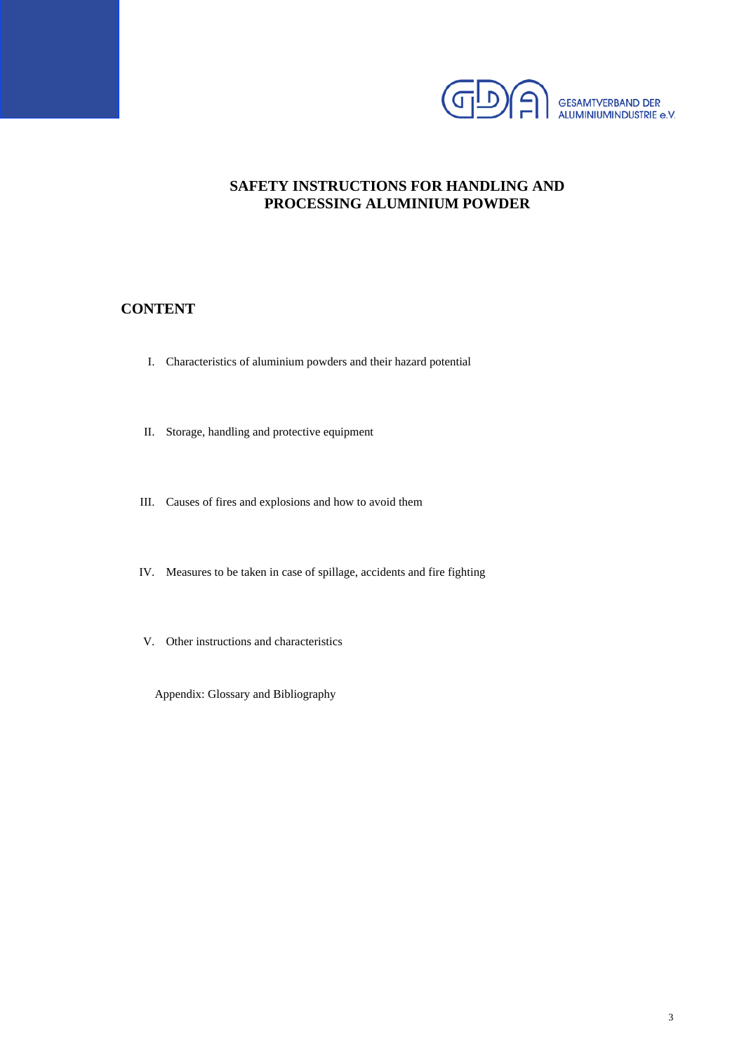GESAMTVERBAND DER ALUMINIUMINDUSTRIE e.V.

# SAFETY INSTRUCTIONS FOR HANDLING AND PROCESSING ALUMINIUM POWDER

## CONTENT

I. Characteristics of aluminium powders and their hazard potential

II. Storage, handling and protective equipment

III. Causes of fires and explosions and how to avoid them

IV. Measures to be taken in case of spillage, accidents and fire fighting

V. Other instructions and characteristics

Appendix: Glossary and Bibliography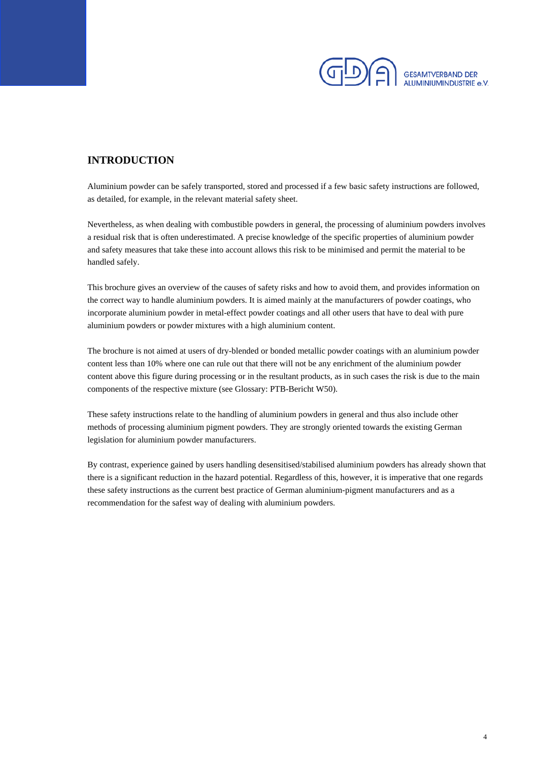## INTRODUCTION

Aluminium powder can be safely transported, stored and processed if a few basic safety instructions are followed, as detailed, for example, in the relevant material safety sheet.

Nevertheless, as when dealing with combustible powders in general, the processing of aluminium powders involves a residual risk that is often underestimated. A precise knowledge of the specific properties of aluminium powder and safety measures that take these into account allows this risk to be minimised and permit the material to be handled safely.

This brochure gives an overview of the causes of safety risks and how to avoid them, and provides information on the correct way to handle aluminium powders. It is aimed mainly at the manufacturers of powder coatings, who incorporate aluminium powder in metal-effect powder coatings and all other users that have to deal with pure aluminium powders or powder mixtures with a high aluminium content.

The brochure is not aimed at users of dry-blended or bonded metallic powder coatings with an aluminium powder content less than 10% where one can rule out that there will not be any enrichment of the aluminium powder content above this figure during processing or in the resultant products, as in such cases the risk is due to the main components of the respective mixture (see Glossary: PTB-Bericht W50).

These safety instructions relate to the handling of aluminium powders in general and thus also include other methods of processing aluminium pigment powders. They are strongly oriented towards the existing German legislation for aluminium powder manufacturers.

By contrast, experience gained by users handling desensitised/stabilised aluminium powders has already shown that there is a significant reduction in the hazard potential. Regardless of this, however, it is imperative that one regards these safety instructions as the current best practice of German aluminium-pigment manufacturers and as a recommendation for the safest way of dealing with aluminium powders.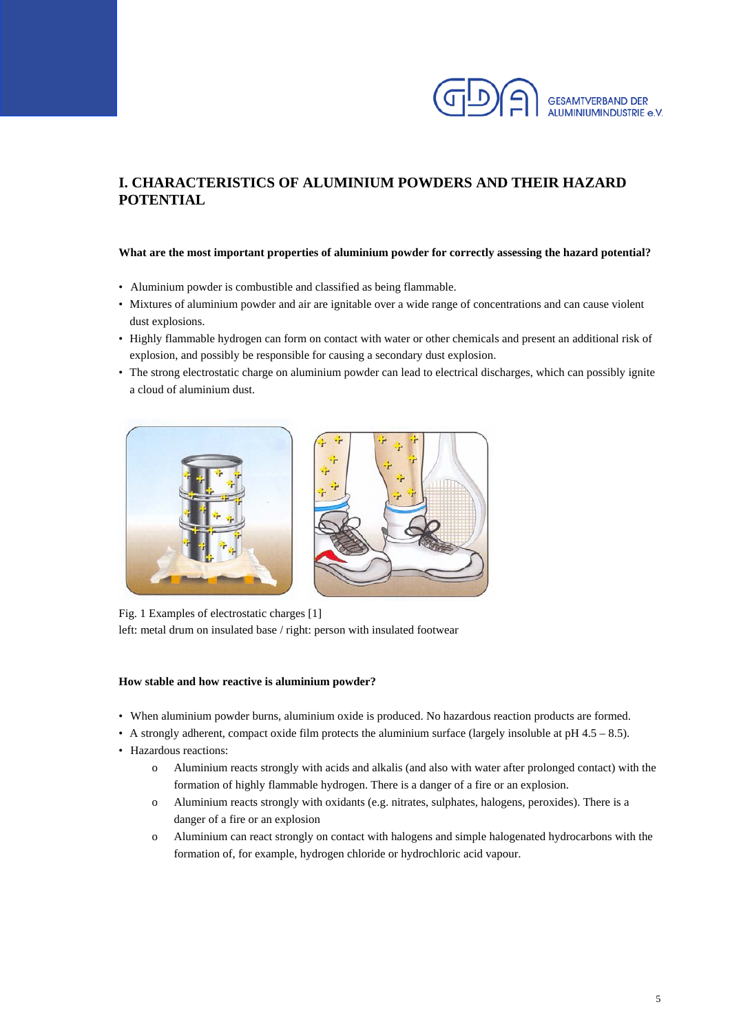## I. CHARACTERISTICS OF ALUMINIUM POWDERS AND THEIR HAZARD POTENTIAL

**What are the most important properties of aluminium powder for correctly assessing the hazard potential?**

- Aluminium powder is combustible and classified as being flammable.
- Mixtures of aluminium powder and air are ignitable over a wide range of concentrations and can cause violent dust explosions.
- Highly flammable hydrogen can form on contact with water or other chemicals and present an additional risk of explosion, and possibly be responsible for causing a secondary dust explosion.
- The strong electrostatic charge on aluminium powder can lead to electrical discharges, which can possibly ignite a cloud of aluminium dust.

Fig. 1 Examples of electrostatic charges [1]
left: metal drum on insulated base / right: person with insulated footwear

**How stable and how reactive is aluminium powder?**

- When aluminium powder burns, aluminium oxide is produced. No hazardous reaction products are formed.
- A strongly adherent, compact oxide film protects the aluminium surface (largely insoluble at pH 4.5 – 8.5).
- Hazardous reactions:
  - Aluminium reacts strongly with acids and alkalis (and also with water after prolonged contact) with the formation of highly flammable hydrogen. There is a danger of a fire or an explosion.
  - Aluminium reacts strongly with oxidants (e.g. nitrates, sulphates, halogens, peroxides). There is a danger of a fire or an explosion
  - Aluminium can react strongly on contact with halogens and simple halogenated hydrocarbons with the formation of, for example, hydrogen chloride or hydrochloric acid vapour.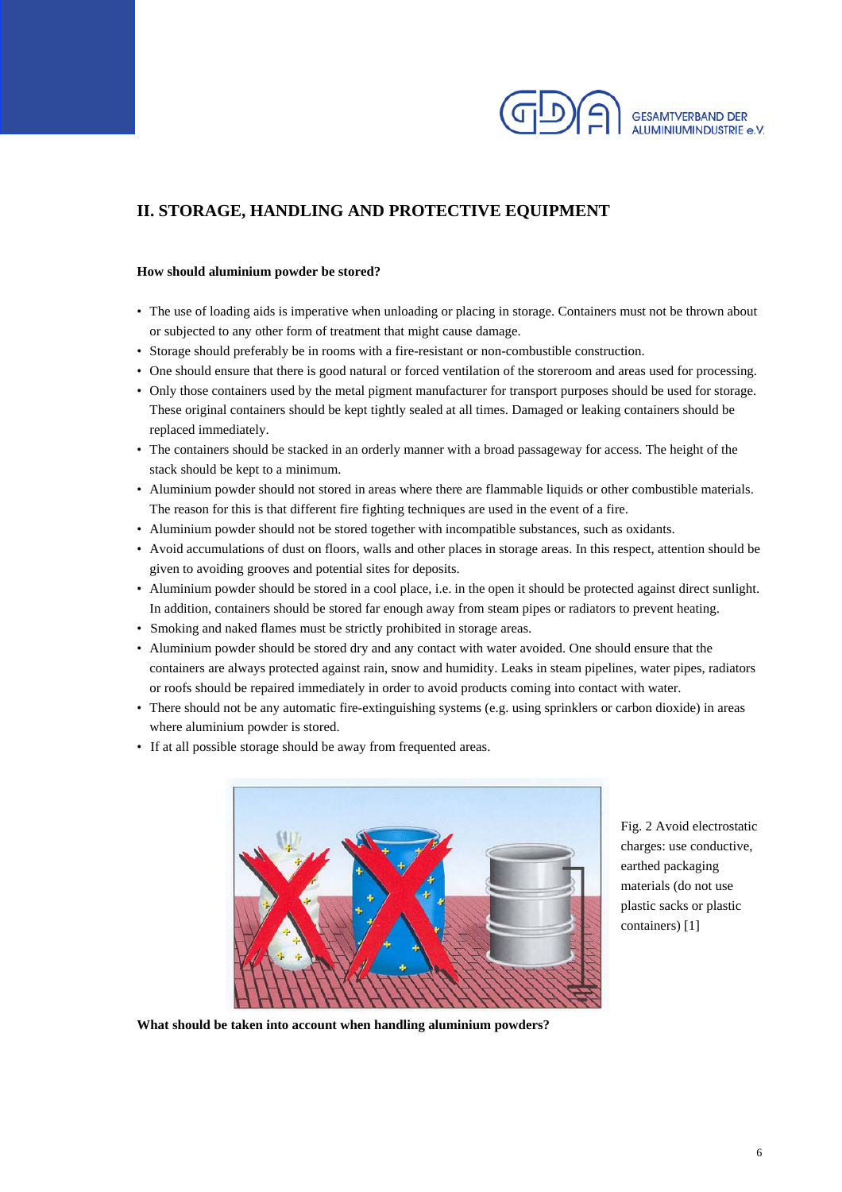## II. STORAGE, HANDLING AND PROTECTIVE EQUIPMENT

### How should aluminium powder be stored?

- The use of loading aids is imperative when unloading or placing in storage. Containers must not be thrown about or subjected to any other form of treatment that might cause damage.
- Storage should preferably be in rooms with a fire-resistant or non-combustible construction.
- One should ensure that there is good natural or forced ventilation of the storeroom and areas used for processing.
- Only those containers used by the metal pigment manufacturer for transport purposes should be used for storage. These original containers should be kept tightly sealed at all times. Damaged or leaking containers should be replaced immediately.
- The containers should be stacked in an orderly manner with a broad passageway for access. The height of the stack should be kept to a minimum.
- Aluminium powder should not stored in areas where there are flammable liquids or other combustible materials. The reason for this is that different fire fighting techniques are used in the event of a fire.
- Aluminium powder should not be stored together with incompatible substances, such as oxidants.
- Avoid accumulations of dust on floors, walls and other places in storage areas. In this respect, attention should be given to avoiding grooves and potential sites for deposits.
- Aluminium powder should be stored in a cool place, i.e. in the open it should be protected against direct sunlight. In addition, containers should be stored far enough away from steam pipes or radiators to prevent heating.
- Smoking and naked flames must be strictly prohibited in storage areas.
- Aluminium powder should be stored dry and any contact with water avoided. One should ensure that the containers are always protected against rain, snow and humidity. Leaks in steam pipelines, water pipes, radiators or roofs should be repaired immediately in order to avoid products coming into contact with water.
- There should not be any automatic fire-extinguishing systems (e.g. using sprinklers or carbon dioxide) in areas where aluminium powder is stored.
- If at all possible storage should be away from frequented areas.

Fig. 2 Avoid electrostatic charges: use conductive, earthed packaging materials (do not use plastic sacks or plastic containers) [1]

### What should be taken into account when handling aluminium powders?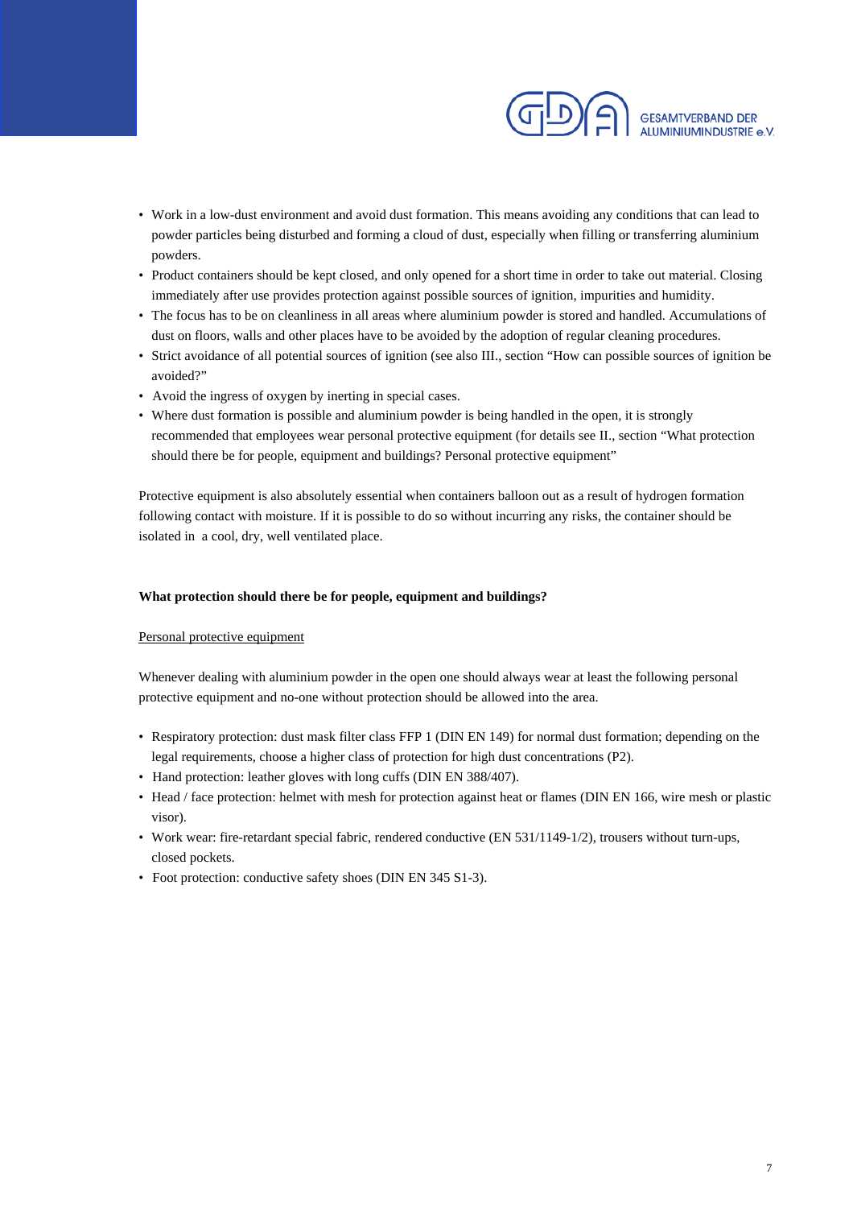- Work in a low-dust environment and avoid dust formation. This means avoiding any conditions that can lead to powder particles being disturbed and forming a cloud of dust, especially when filling or transferring aluminium powders.
- Product containers should be kept closed, and only opened for a short time in order to take out material. Closing immediately after use provides protection against possible sources of ignition, impurities and humidity.
- The focus has to be on cleanliness in all areas where aluminium powder is stored and handled. Accumulations of dust on floors, walls and other places have to be avoided by the adoption of regular cleaning procedures.
- Strict avoidance of all potential sources of ignition (see also III., section "How can possible sources of ignition be avoided?"
- Avoid the ingress of oxygen by inerting in special cases.
- Where dust formation is possible and aluminium powder is being handled in the open, it is strongly recommended that employees wear personal protective equipment (for details see II., section "What protection should there be for people, equipment and buildings? Personal protective equipment"

Protective equipment is also absolutely essential when containers balloon out as a result of hydrogen formation following contact with moisture. If it is possible to do so without incurring any risks, the container should be isolated in a cool, dry, well ventilated place.

**What protection should there be for people, equipment and buildings?**

Personal protective equipment

Whenever dealing with aluminium powder in the open one should always wear at least the following personal protective equipment and no-one without protection should be allowed into the area.

- Respiratory protection: dust mask filter class FFP 1 (DIN EN 149) for normal dust formation; depending on the legal requirements, choose a higher class of protection for high dust concentrations (P2).
- Hand protection: leather gloves with long cuffs (DIN EN 388/407).
- Head / face protection: helmet with mesh for protection against heat or flames (DIN EN 166, wire mesh or plastic visor).
- Work wear: fire-retardant special fabric, rendered conductive (EN 531/1149-1/2), trousers without turn-ups, closed pockets.
- Foot protection: conductive safety shoes (DIN EN 345 S1-3).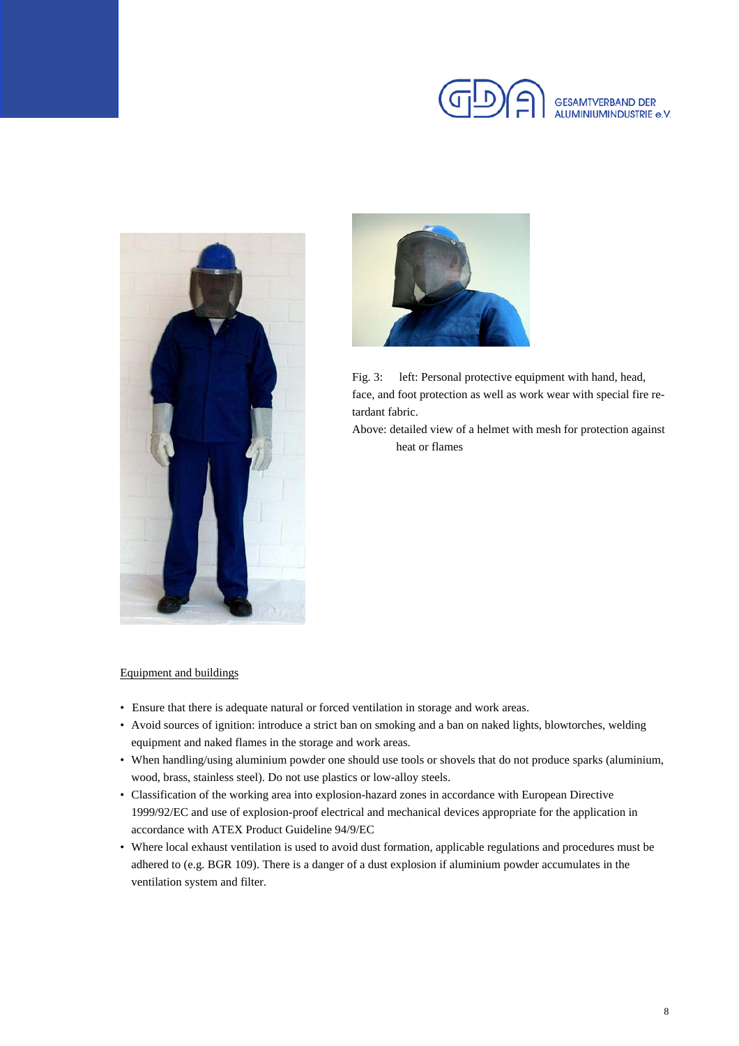Fig. 3: left: Personal protective equipment with hand, head, face, and foot protection as well as work wear with special fire retardant fabric.

Above: detailed view of a helmet with mesh for protection against heat or flames

Equipment and buildings

- Ensure that there is adequate natural or forced ventilation in storage and work areas.
- Avoid sources of ignition: introduce a strict ban on smoking and a ban on naked lights, blowtorches, welding equipment and naked flames in the storage and work areas.
- When handling/using aluminium powder one should use tools or shovels that do not produce sparks (aluminium, wood, brass, stainless steel). Do not use plastics or low-alloy steels.
- Classification of the working area into explosion-hazard zones in accordance with European Directive 1999/92/EC and use of explosion-proof electrical and mechanical devices appropriate for the application in accordance with ATEX Product Guideline 94/9/EC
- Where local exhaust ventilation is used to avoid dust formation, applicable regulations and procedures must be adhered to (e.g. BGR 109). There is a danger of a dust explosion if aluminium powder accumulates in the ventilation system and filter.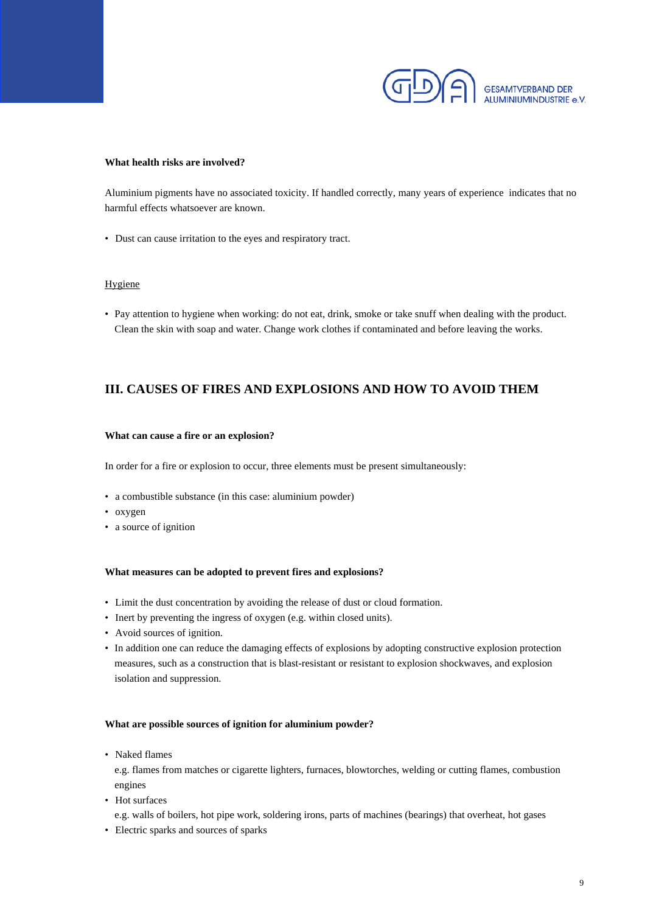**What health risks are involved?**

Aluminium pigments have no associated toxicity. If handled correctly, many years of experience indicates that no harmful effects whatsoever are known.

- Dust can cause irritation to the eyes and respiratory tract.

<u>Hygiene</u>

- Pay attention to hygiene when working: do not eat, drink, smoke or take snuff when dealing with the product. Clean the skin with soap and water. Change work clothes if contaminated and before leaving the works.

## III. CAUSES OF FIRES AND EXPLOSIONS AND HOW TO AVOID THEM

**What can cause a fire or an explosion?**

In order for a fire or explosion to occur, three elements must be present simultaneously:

- a combustible substance (in this case: aluminium powder)
- oxygen
- a source of ignition

**What measures can be adopted to prevent fires and explosions?**

- Limit the dust concentration by avoiding the release of dust or cloud formation.
- Inert by preventing the ingress of oxygen (e.g. within closed units).
- Avoid sources of ignition.
- In addition one can reduce the damaging effects of explosions by adopting constructive explosion protection measures, such as a construction that is blast-resistant or resistant to explosion shockwaves, and explosion isolation and suppression.

**What are possible sources of ignition for aluminium powder?**

- Naked flames
  e.g. flames from matches or cigarette lighters, furnaces, blowtorches, welding or cutting flames, combustion engines
- Hot surfaces
  e.g. walls of boilers, hot pipe work, soldering irons, parts of machines (bearings) that overheat, hot gases
- Electric sparks and sources of sparks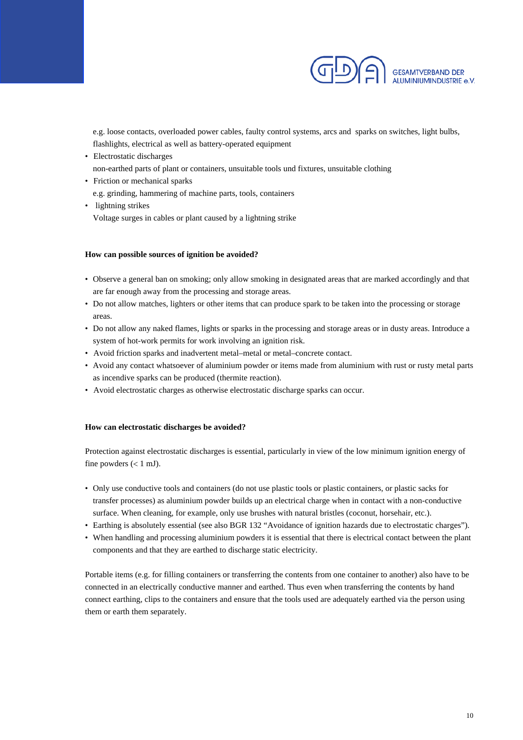e.g. loose contacts, overloaded power cables, faulty control systems, arcs and sparks on switches, light bulbs, flashlights, electrical as well as battery-operated equipment

- Electrostatic discharges
  non-earthed parts of plant or containers, unsuitable tools und fixtures, unsuitable clothing
- Friction or mechanical sparks
  e.g. grinding, hammering of machine parts, tools, containers
- lightning strikes
  Voltage surges in cables or plant caused by a lightning strike

**How can possible sources of ignition be avoided?**

- Observe a general ban on smoking; only allow smoking in designated areas that are marked accordingly and that are far enough away from the processing and storage areas.
- Do not allow matches, lighters or other items that can produce spark to be taken into the processing or storage areas.
- Do not allow any naked flames, lights or sparks in the processing and storage areas or in dusty areas. Introduce a system of hot-work permits for work involving an ignition risk.
- Avoid friction sparks and inadvertent metal–metal or metal–concrete contact.
- Avoid any contact whatsoever of aluminium powder or items made from aluminium with rust or rusty metal parts as incendive sparks can be produced (thermite reaction).
- Avoid electrostatic charges as otherwise electrostatic discharge sparks can occur.

**How can electrostatic discharges be avoided?**

Protection against electrostatic discharges is essential, particularly in view of the low minimum ignition energy of fine powders (< 1 mJ).

- Only use conductive tools and containers (do not use plastic tools or plastic containers, or plastic sacks for transfer processes) as aluminium powder builds up an electrical charge when in contact with a non-conductive surface. When cleaning, for example, only use brushes with natural bristles (coconut, horsehair, etc.).
- Earthing is absolutely essential (see also BGR 132 "Avoidance of ignition hazards due to electrostatic charges").
- When handling and processing aluminium powders it is essential that there is electrical contact between the plant components and that they are earthed to discharge static electricity.

Portable items (e.g. for filling containers or transferring the contents from one container to another) also have to be connected in an electrically conductive manner and earthed. Thus even when transferring the contents by hand connect earthing, clips to the containers and ensure that the tools used are adequately earthed via the person using them or earth them separately.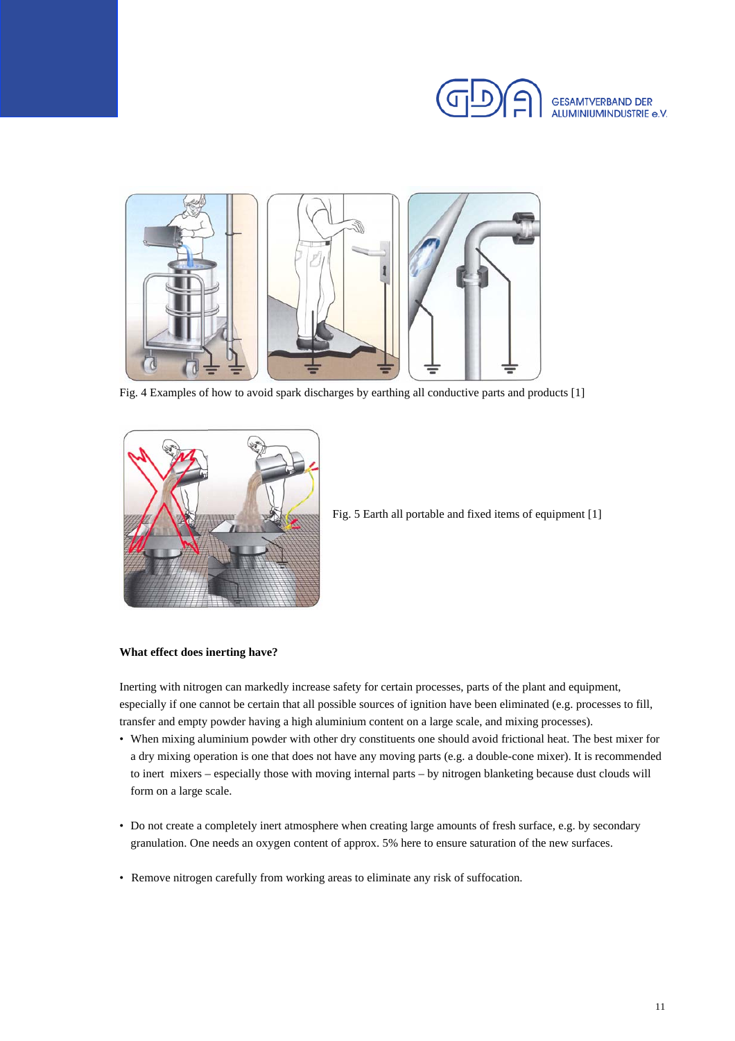Fig. 4 Examples of how to avoid spark discharges by earthing all conductive parts and products [1]

Fig. 5 Earth all portable and fixed items of equipment [1]

**What effect does inerting have?**

Inerting with nitrogen can markedly increase safety for certain processes, parts of the plant and equipment, especially if one cannot be certain that all possible sources of ignition have been eliminated (e.g. processes to fill, transfer and empty powder having a high aluminium content on a large scale, and mixing processes).

- When mixing aluminium powder with other dry constituents one should avoid frictional heat. The best mixer for a dry mixing operation is one that does not have any moving parts (e.g. a double-cone mixer). It is recommended to inert mixers – especially those with moving internal parts – by nitrogen blanketing because dust clouds will form on a large scale.

- Do not create a completely inert atmosphere when creating large amounts of fresh surface, e.g. by secondary granulation. One needs an oxygen content of approx. 5% here to ensure saturation of the new surfaces.

- Remove nitrogen carefully from working areas to eliminate any risk of suffocation.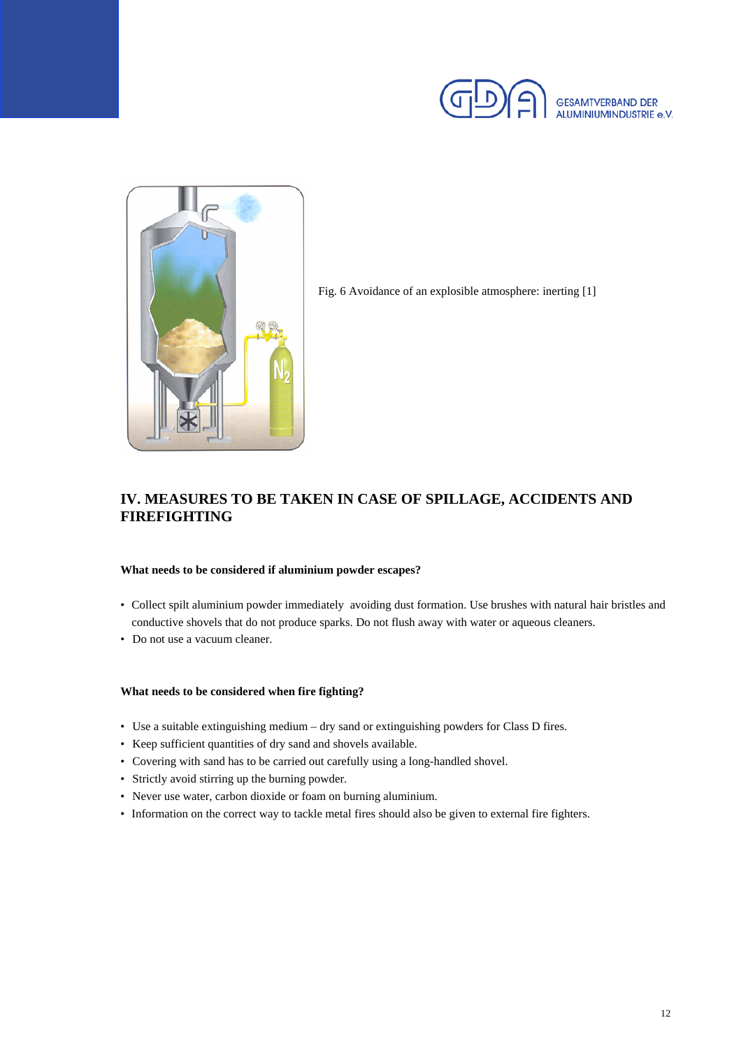Fig. 6 Avoidance of an explosible atmosphere: inerting [1]

## IV. MEASURES TO BE TAKEN IN CASE OF SPILLAGE, ACCIDENTS AND FIREFIGHTING

**What needs to be considered if aluminium powder escapes?**

- Collect spilt aluminium powder immediately avoiding dust formation. Use brushes with natural hair bristles and conductive shovels that do not produce sparks. Do not flush away with water or aqueous cleaners.
- Do not use a vacuum cleaner.

**What needs to be considered when fire fighting?**

- Use a suitable extinguishing medium – dry sand or extinguishing powders for Class D fires.
- Keep sufficient quantities of dry sand and shovels available.
- Covering with sand has to be carried out carefully using a long-handled shovel.
- Strictly avoid stirring up the burning powder.
- Never use water, carbon dioxide or foam on burning aluminium.
- Information on the correct way to tackle metal fires should also be given to external fire fighters.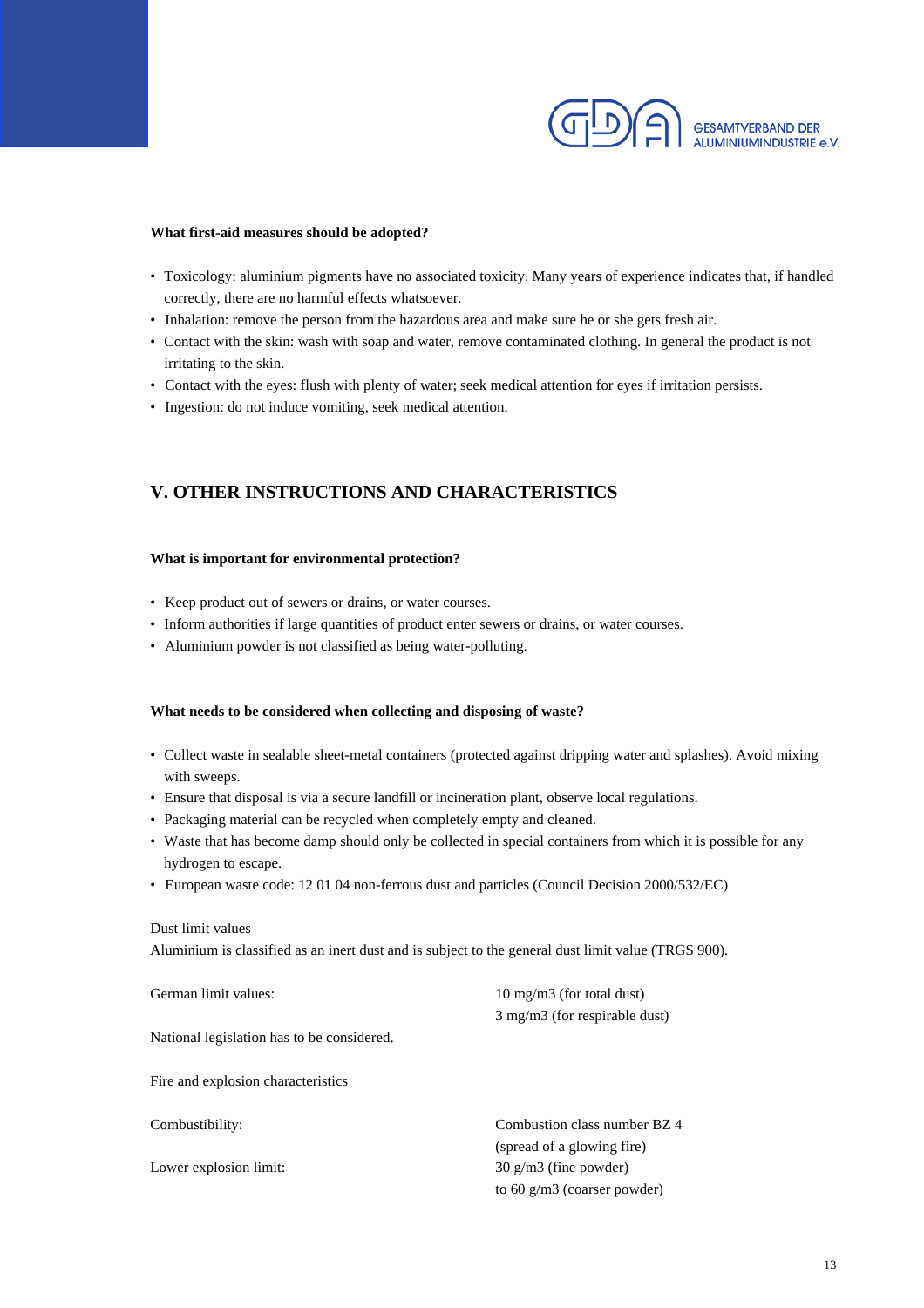**What first-aid measures should be adopted?**

- Toxicology: aluminium pigments have no associated toxicity. Many years of experience indicates that, if handled correctly, there are no harmful effects whatsoever.
- Inhalation: remove the person from the hazardous area and make sure he or she gets fresh air.
- Contact with the skin: wash with soap and water, remove contaminated clothing. In general the product is not irritating to the skin.
- Contact with the eyes: flush with plenty of water; seek medical attention for eyes if irritation persists.
- Ingestion: do not induce vomiting, seek medical attention.

## V. OTHER INSTRUCTIONS AND CHARACTERISTICS

**What is important for environmental protection?**

- Keep product out of sewers or drains, or water courses.
- Inform authorities if large quantities of product enter sewers or drains, or water courses.
- Aluminium powder is not classified as being water-polluting.

**What needs to be considered when collecting and disposing of waste?**

- Collect waste in sealable sheet-metal containers (protected against dripping water and splashes). Avoid mixing with sweeps.
- Ensure that disposal is via a secure landfill or incineration plant, observe local regulations.
- Packaging material can be recycled when completely empty and cleaned.
- Waste that has become damp should only be collected in special containers from which it is possible for any hydrogen to escape.
- European waste code: 12 01 04 non-ferrous dust and particles (Council Decision 2000/532/EC)

Dust limit values

Aluminium is classified as an inert dust and is subject to the general dust limit value (TRGS 900).

| | |
|---|---|
| German limit values: | 10 mg/m3 (for total dust)<br>3 mg/m3 (for respirable dust) |

National legislation has to be considered.

Fire and explosion characteristics

| | |
|---|---|
| Combustibility: | Combustion class number BZ 4<br>(spread of a glowing fire) |
| Lower explosion limit: | 30 g/m3 (fine powder)<br>to 60 g/m3 (coarser powder) |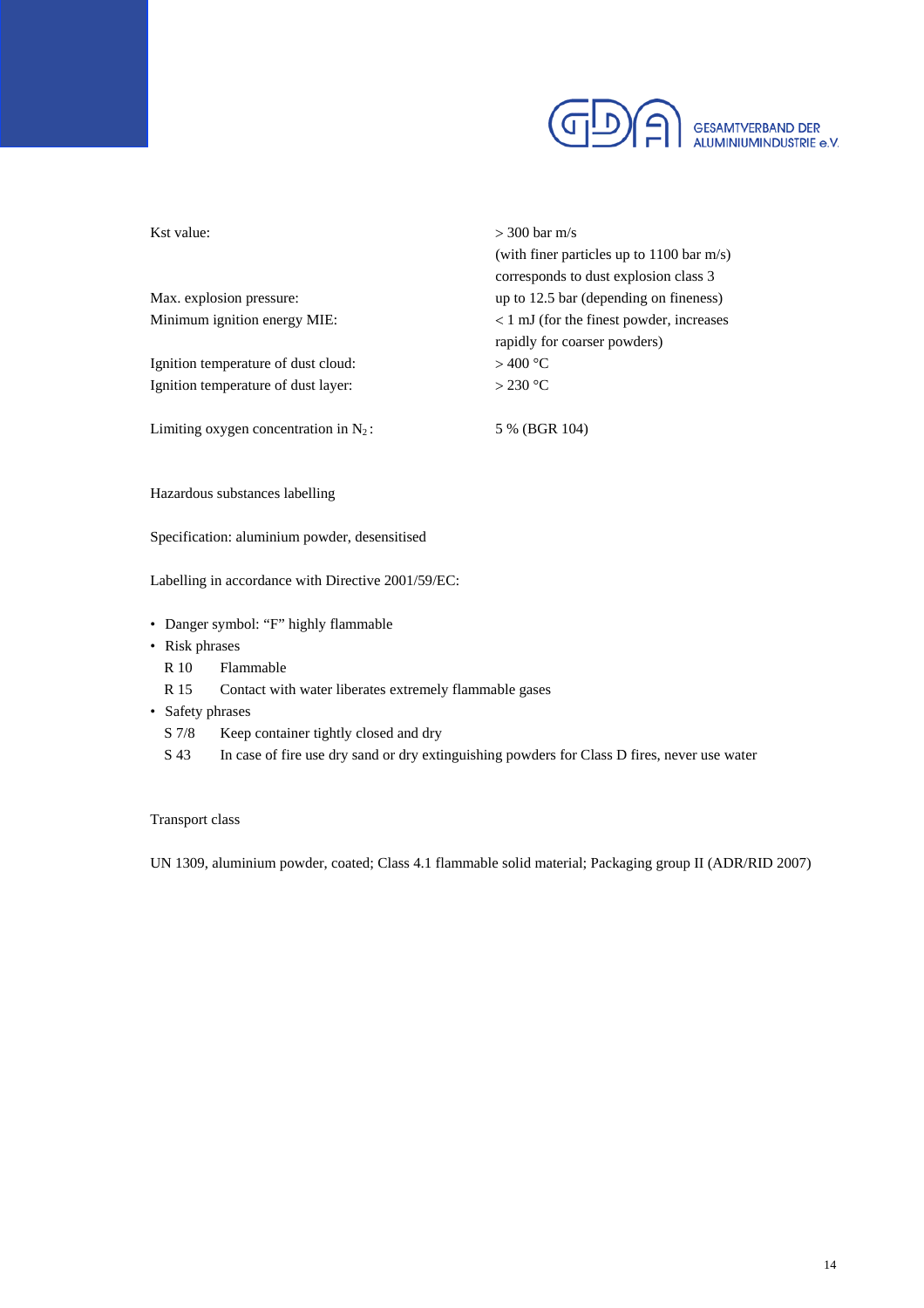| | |
|---|---|
| Kst value: | > 300 bar m/s<br>(with finer particles up to 1100 bar m/s)<br>corresponds to dust explosion class 3 |
| Max. explosion pressure: | up to 12.5 bar (depending on fineness) |
| Minimum ignition energy MIE: | < 1 mJ (for the finest powder, increases rapidly for coarser powders) |
| Ignition temperature of dust cloud: | > 400 °C |
| Ignition temperature of dust layer: | > 230 °C |
| Limiting oxygen concentration in $N_2$: | 5 % (BGR 104) |

## Hazardous substances labelling

Specification: aluminium powder, desensitised

Labelling in accordance with Directive 2001/59/EC:

- Danger symbol: "F" highly flammable
- Risk phrases
  - R 10 Flammable
  - R 15 Contact with water liberates extremely flammable gases
- Safety phrases
  - S 7/8 Keep container tightly closed and dry
  - S 43 In case of fire use dry sand or dry extinguishing powders for Class D fires, never use water

## Transport class

UN 1309, aluminium powder, coated; Class 4.1 flammable solid material; Packaging group II (ADR/RID 2007)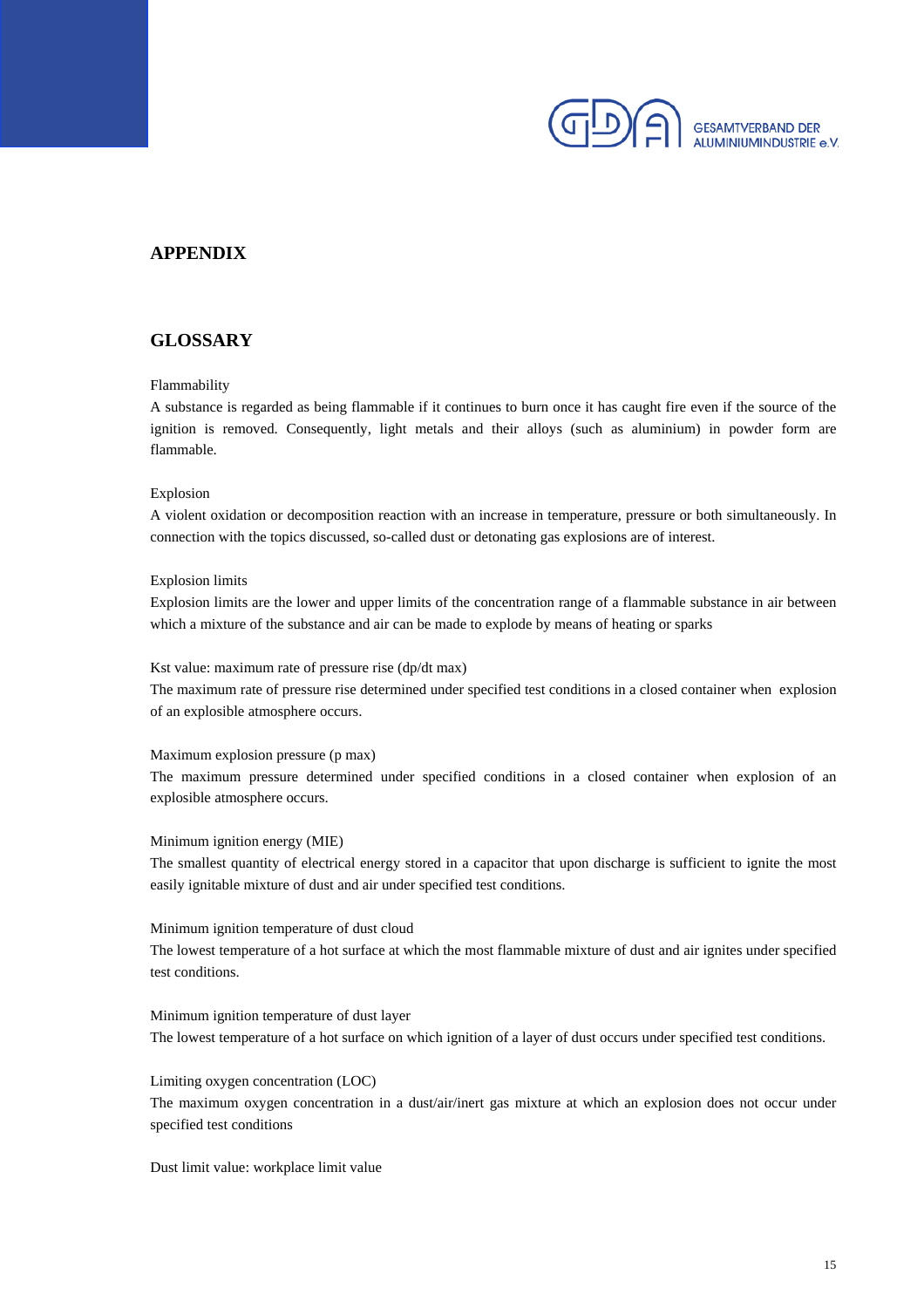## APPENDIX

## GLOSSARY

Flammability

A substance is regarded as being flammable if it continues to burn once it has caught fire even if the source of the ignition is removed. Consequently, light metals and their alloys (such as aluminium) in powder form are flammable.

Explosion

A violent oxidation or decomposition reaction with an increase in temperature, pressure or both simultaneously. In connection with the topics discussed, so-called dust or detonating gas explosions are of interest.

Explosion limits

Explosion limits are the lower and upper limits of the concentration range of a flammable substance in air between which a mixture of the substance and air can be made to explode by means of heating or sparks

Kst value: maximum rate of pressure rise (dp/dt max)

The maximum rate of pressure rise determined under specified test conditions in a closed container when explosion of an explosible atmosphere occurs.

Maximum explosion pressure (p max)

The maximum pressure determined under specified conditions in a closed container when explosion of an explosible atmosphere occurs.

Minimum ignition energy (MIE)

The smallest quantity of electrical energy stored in a capacitor that upon discharge is sufficient to ignite the most easily ignitable mixture of dust and air under specified test conditions.

Minimum ignition temperature of dust cloud

The lowest temperature of a hot surface at which the most flammable mixture of dust and air ignites under specified test conditions.

Minimum ignition temperature of dust layer

The lowest temperature of a hot surface on which ignition of a layer of dust occurs under specified test conditions.

Limiting oxygen concentration (LOC)

The maximum oxygen concentration in a dust/air/inert gas mixture at which an explosion does not occur under specified test conditions

Dust limit value: workplace limit value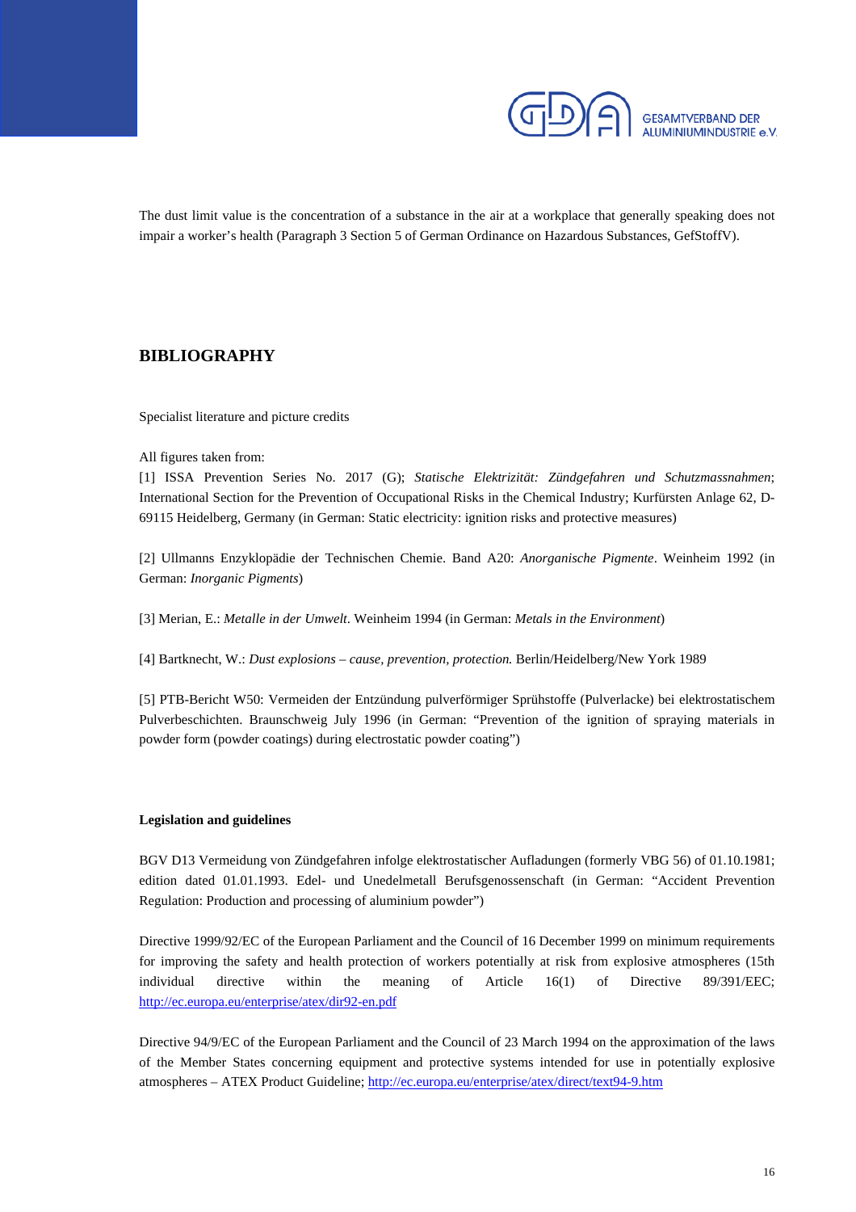The dust limit value is the concentration of a substance in the air at a workplace that generally speaking does not impair a worker's health (Paragraph 3 Section 5 of German Ordinance on Hazardous Substances, GefStoffV).

## BIBLIOGRAPHY

Specialist literature and picture credits

All figures taken from:
[1] ISSA Prevention Series No. 2017 (G); *Statische Elektrizität: Zündgefahren und Schutzmassnahmen*; International Section for the Prevention of Occupational Risks in the Chemical Industry; Kurfürsten Anlage 62, D-69115 Heidelberg, Germany (in German: Static electricity: ignition risks and protective measures)

[2] Ullmanns Enzyklopädie der Technischen Chemie. Band A20: *Anorganische Pigmente*. Weinheim 1992 (in German: *Inorganic Pigments*)

[3] Merian, E.: *Metalle in der Umwelt*. Weinheim 1994 (in German: *Metals in the Environment*)

[4] Bartknecht, W.: *Dust explosions – cause, prevention, protection.* Berlin/Heidelberg/New York 1989

[5] PTB-Bericht W50: Vermeiden der Entzündung pulverförmiger Sprühstoffe (Pulverlacke) bei elektrostatischem Pulverbeschichten. Braunschweig July 1996 (in German: "Prevention of the ignition of spraying materials in powder form (powder coatings) during electrostatic powder coating")

### Legislation and guidelines

BGV D13 Vermeidung von Zündgefahren infolge elektrostatischer Aufladungen (formerly VBG 56) of 01.10.1981; edition dated 01.01.1993. Edel- und Unedelmetall Berufsgenossenschaft (in German: "Accident Prevention Regulation: Production and processing of aluminium powder")

Directive 1999/92/EC of the European Parliament and the Council of 16 December 1999 on minimum requirements for improving the safety and health protection of workers potentially at risk from explosive atmospheres (15th individual directive within the meaning of Article 16(1) of Directive 89/391/EEC; http://ec.europa.eu/enterprise/atex/dir92-en.pdf

Directive 94/9/EC of the European Parliament and the Council of 23 March 1994 on the approximation of the laws of the Member States concerning equipment and protective systems intended for use in potentially explosive atmospheres – ATEX Product Guideline; http://ec.europa.eu/enterprise/atex/direct/text94-9.htm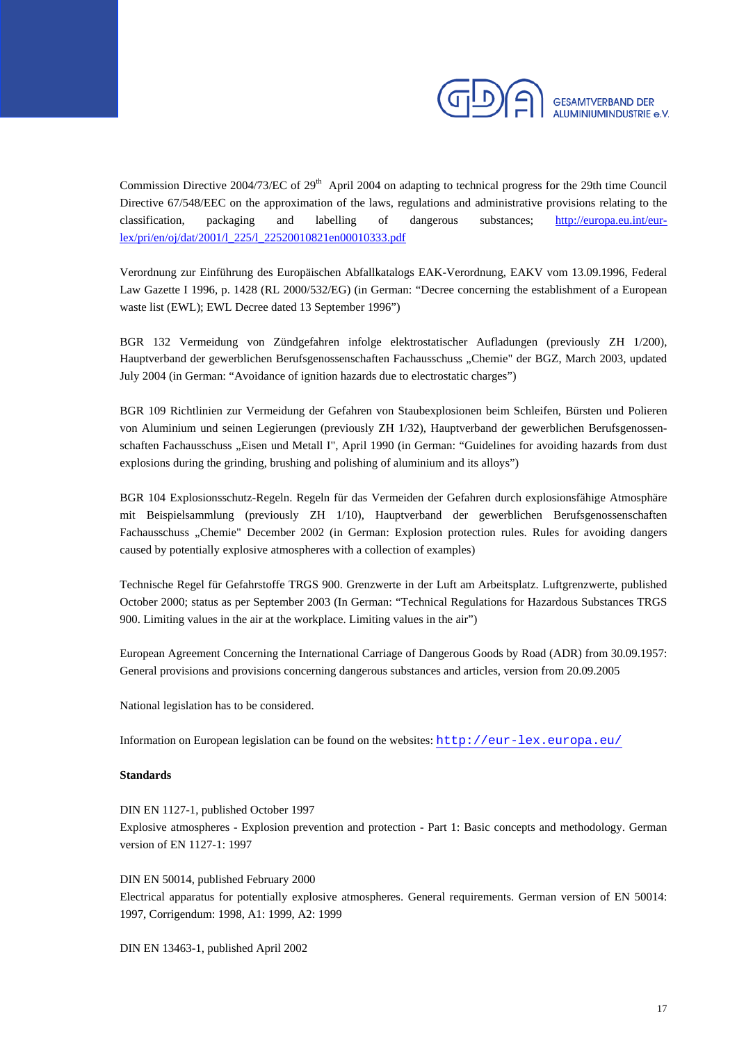Commission Directive 2004/73/EC of 29th April 2004 on adapting to technical progress for the 29th time Council Directive 67/548/EEC on the approximation of the laws, regulations and administrative provisions relating to the classification, packaging and labelling of dangerous substances; http://europa.eu.int/eur-lex/pri/en/oj/dat/2001/l_225/l_22520010821en00010333.pdf

Verordnung zur Einführung des Europäischen Abfallkatalogs EAK-Verordnung, EAKV vom 13.09.1996, Federal Law Gazette I 1996, p. 1428 (RL 2000/532/EG) (in German: "Decree concerning the establishment of a European waste list (EWL); EWL Decree dated 13 September 1996")

BGR 132 Vermeidung von Zündgefahren infolge elektrostatischer Aufladungen (previously ZH 1/200), Hauptverband der gewerblichen Berufsgenossenschaften Fachausschuss „Chemie" der BGZ, March 2003, updated July 2004 (in German: "Avoidance of ignition hazards due to electrostatic charges")

BGR 109 Richtlinien zur Vermeidung der Gefahren von Staubexplosionen beim Schleifen, Bürsten und Polieren von Aluminium und seinen Legierungen (previously ZH 1/32), Hauptverband der gewerblichen Berufsgenossenschaften Fachausschuss „Eisen und Metall I", April 1990 (in German: "Guidelines for avoiding hazards from dust explosions during the grinding, brushing and polishing of aluminium and its alloys")

BGR 104 Explosionsschutz-Regeln. Regeln für das Vermeiden der Gefahren durch explosionsfähige Atmosphäre mit Beispielsammlung (previously ZH 1/10), Hauptverband der gewerblichen Berufsgenossenschaften Fachausschuss „Chemie" December 2002 (in German: Explosion protection rules. Rules for avoiding dangers caused by potentially explosive atmospheres with a collection of examples)

Technische Regel für Gefahrstoffe TRGS 900. Grenzwerte in der Luft am Arbeitsplatz. Luftgrenzwerte, published October 2000; status as per September 2003 (In German: "Technical Regulations for Hazardous Substances TRGS 900. Limiting values in the air at the workplace. Limiting values in the air")

European Agreement Concerning the International Carriage of Dangerous Goods by Road (ADR) from 30.09.1957: General provisions and provisions concerning dangerous substances and articles, version from 20.09.2005

National legislation has to be considered.

Information on European legislation can be found on the websites: http://eur-lex.europa.eu/

**Standards**

DIN EN 1127-1, published October 1997
Explosive atmospheres - Explosion prevention and protection - Part 1: Basic concepts and methodology. German version of EN 1127-1: 1997

DIN EN 50014, published February 2000
Electrical apparatus for potentially explosive atmospheres. General requirements. German version of EN 50014: 1997, Corrigendum: 1998, A1: 1999, A2: 1999

DIN EN 13463-1, published April 2002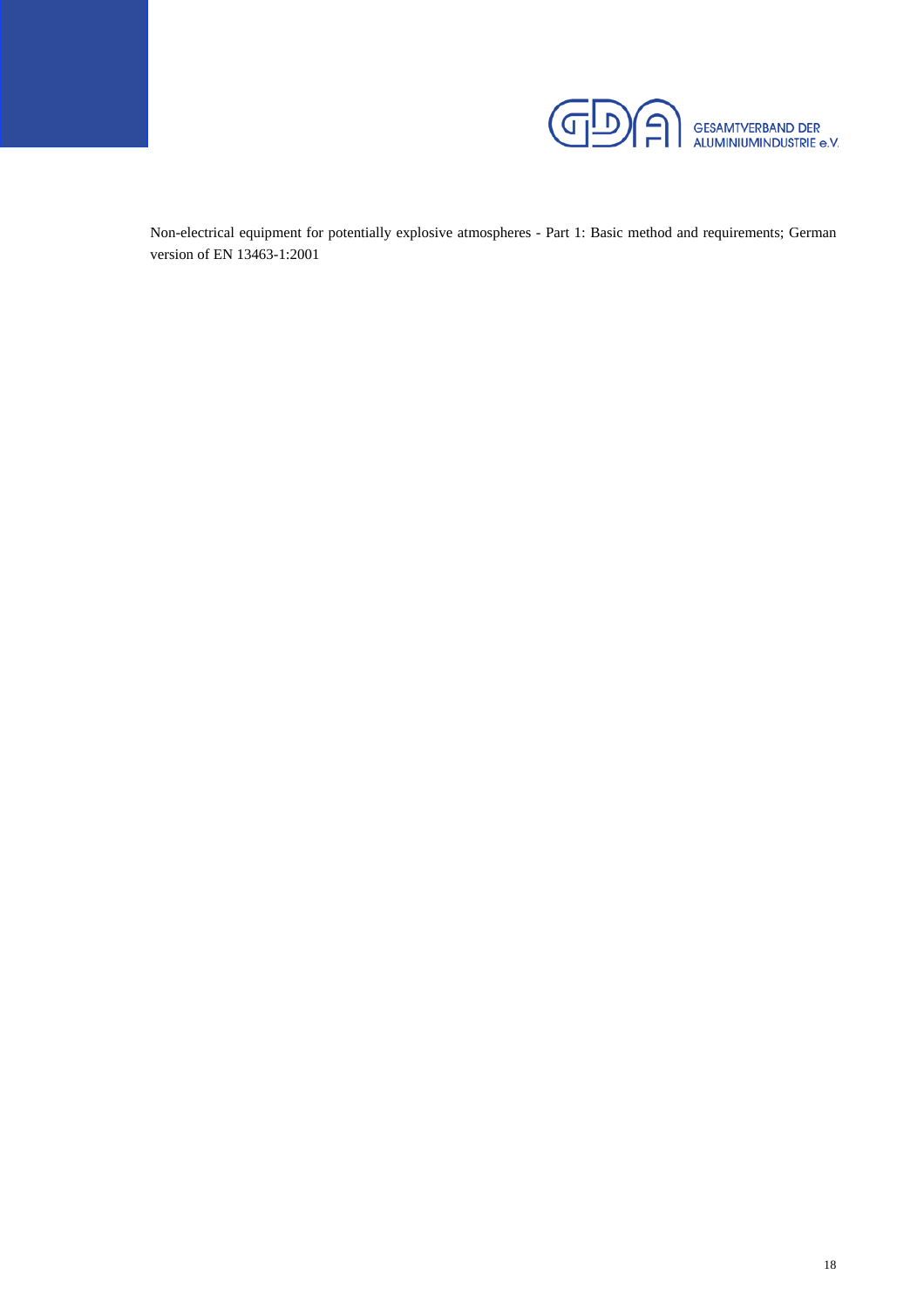Non-electrical equipment for potentially explosive atmospheres - Part 1: Basic method and requirements; German version of EN 13463-1:2001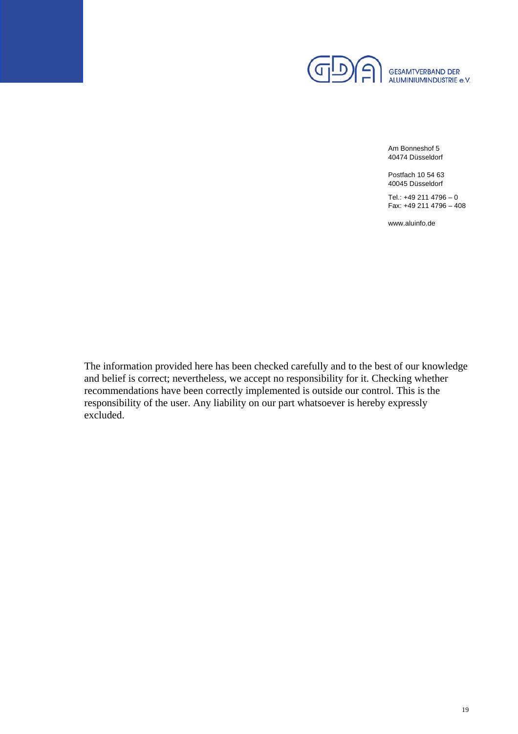GESAMTVERBAND DER
ALUMINIUMINDUSTRIE e.V.

Am Bonneshof 5
40474 Düsseldorf

Postfach 10 54 63
40045 Düsseldorf

Tel.: +49 211 4796 – 0
Fax: +49 211 4796 – 408

www.aluinfo.de

The information provided here has been checked carefully and to the best of our knowledge and belief is correct; nevertheless, we accept no responsibility for it. Checking whether recommendations have been correctly implemented is outside our control. This is the responsibility of the user. Any liability on our part whatsoever is hereby expressly excluded.